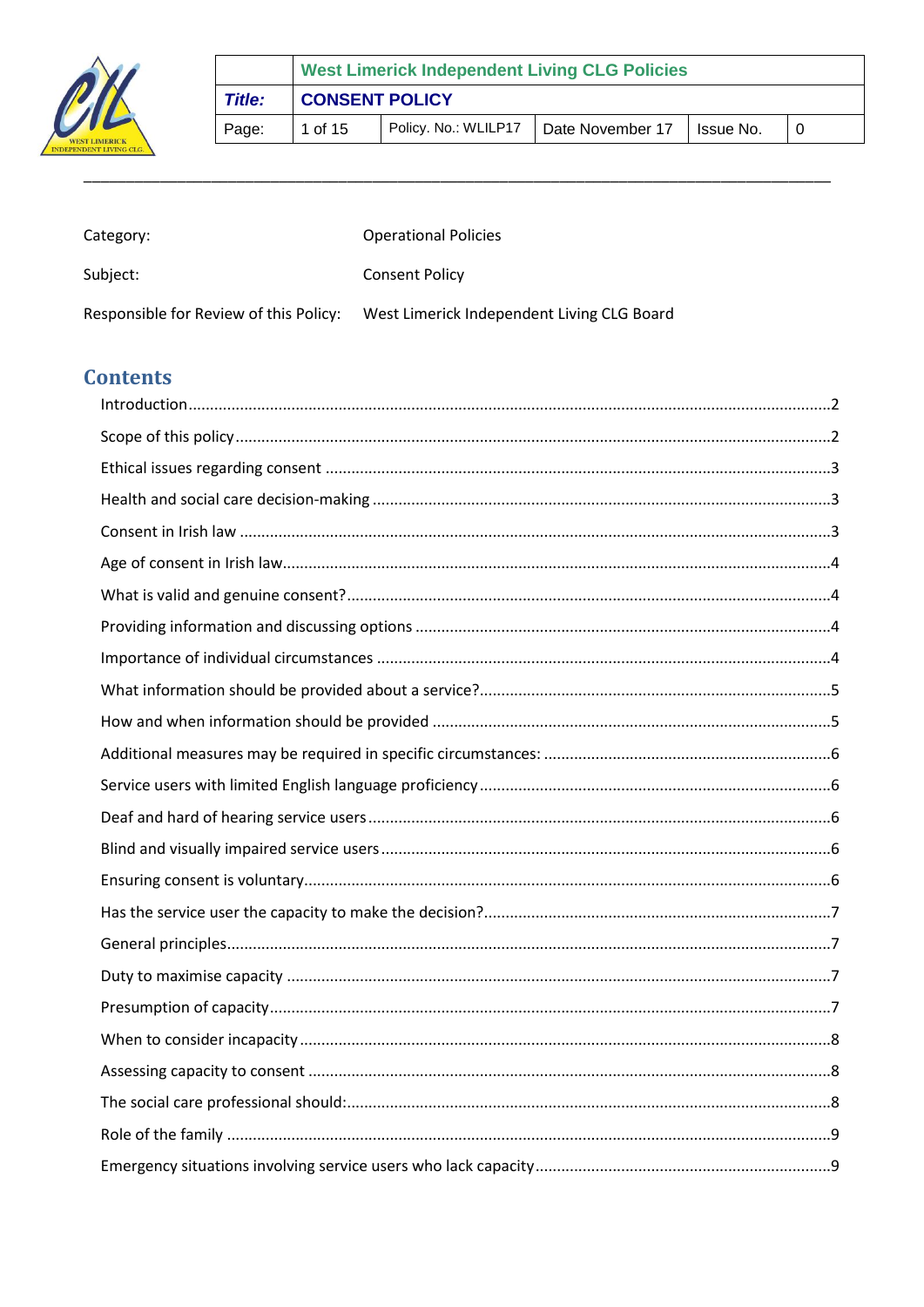| | West Limerick Independent Living CLG Policies | | | | |
|---|---|---|---|---|---|
| *Title:* | **CONSENT POLICY** | | | | |
| Page: | 1 of 15 | Policy. No.: WLILP17 | Date November 17 | Issue No. | 0 |

Category: Operational Policies

Subject: Consent Policy

Responsible for Review of this Policy: West Limerick Independent Living CLG Board

## Contents

Introduction....2
Scope of this policy....2
Ethical issues regarding consent....3
Health and social care decision-making....3
Consent in Irish law....3
Age of consent in Irish law....4
What is valid and genuine consent?....4
Providing information and discussing options....4
Importance of individual circumstances....4
What information should be provided about a service?....5
How and when information should be provided....5
Additional measures may be required in specific circumstances:....6
Service users with limited English language proficiency....6
Deaf and hard of hearing service users....6
Blind and visually impaired service users....6
Ensuring consent is voluntary....6
Has the service user the capacity to make the decision?....7
General principles....7
Duty to maximise capacity....7
Presumption of capacity....7
When to consider incapacity....8
Assessing capacity to consent....8
The social care professional should:....8
Role of the family....9
Emergency situations involving service users who lack capacity....9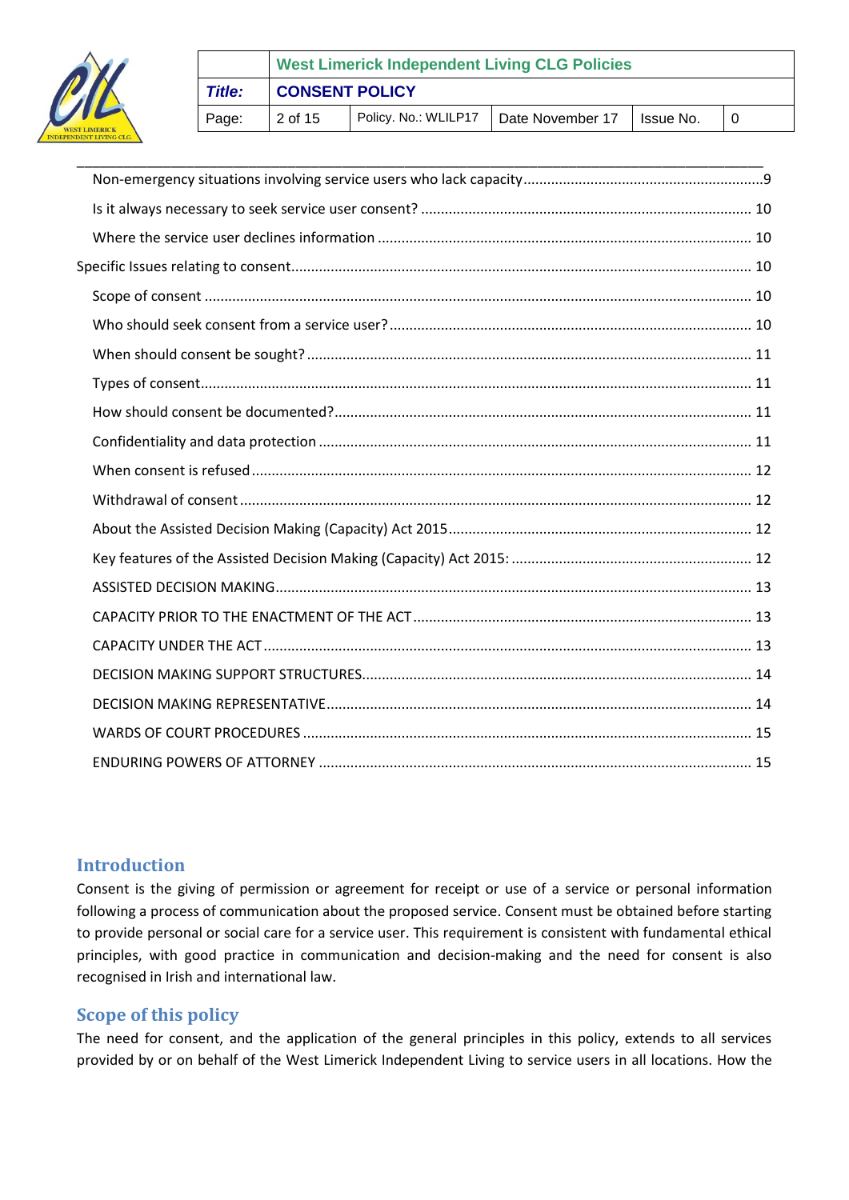Non-emergency situations involving service users who lack capacity ..... 9

Is it always necessary to seek service user consent? ..... 10

Where the service user declines information ..... 10

Specific Issues relating to consent ..... 10

Scope of consent ..... 10

Who should seek consent from a service user? ..... 10

When should consent be sought? ..... 11

Types of consent ..... 11

How should consent be documented? ..... 11

Confidentiality and data protection ..... 11

When consent is refused ..... 12

Withdrawal of consent ..... 12

About the Assisted Decision Making (Capacity) Act 2015 ..... 12

Key features of the Assisted Decision Making (Capacity) Act 2015: ..... 12

ASSISTED DECISION MAKING ..... 13

CAPACITY PRIOR TO THE ENACTMENT OF THE ACT ..... 13

CAPACITY UNDER THE ACT ..... 13

DECISION MAKING SUPPORT STRUCTURES ..... 14

DECISION MAKING REPRESENTATIVE ..... 14

WARDS OF COURT PROCEDURES ..... 15

ENDURING POWERS OF ATTORNEY ..... 15

## Introduction

Consent is the giving of permission or agreement for receipt or use of a service or personal information following a process of communication about the proposed service. Consent must be obtained before starting to provide personal or social care for a service user. This requirement is consistent with fundamental ethical principles, with good practice in communication and decision-making and the need for consent is also recognised in Irish and international law.

## Scope of this policy

The need for consent, and the application of the general principles in this policy, extends to all services provided by or on behalf of the West Limerick Independent Living to service users in all locations. How the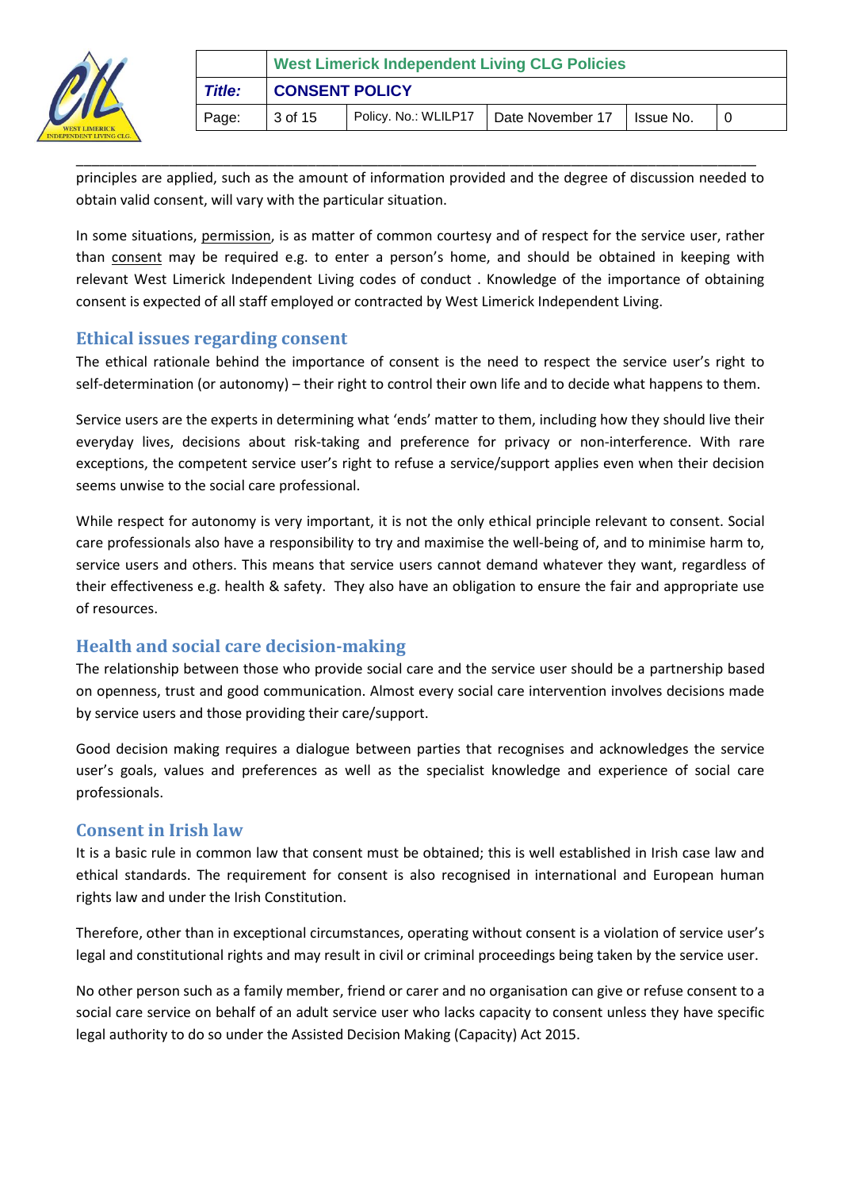principles are applied, such as the amount of information provided and the degree of discussion needed to obtain valid consent, will vary with the particular situation.

In some situations, permission, is as matter of common courtesy and of respect for the service user, rather than consent may be required e.g. to enter a person's home, and should be obtained in keeping with relevant West Limerick Independent Living codes of conduct . Knowledge of the importance of obtaining consent is expected of all staff employed or contracted by West Limerick Independent Living.

## Ethical issues regarding consent

The ethical rationale behind the importance of consent is the need to respect the service user's right to self-determination (or autonomy) – their right to control their own life and to decide what happens to them.

Service users are the experts in determining what 'ends' matter to them, including how they should live their everyday lives, decisions about risk-taking and preference for privacy or non-interference. With rare exceptions, the competent service user's right to refuse a service/support applies even when their decision seems unwise to the social care professional.

While respect for autonomy is very important, it is not the only ethical principle relevant to consent. Social care professionals also have a responsibility to try and maximise the well-being of, and to minimise harm to, service users and others. This means that service users cannot demand whatever they want, regardless of their effectiveness e.g. health & safety. They also have an obligation to ensure the fair and appropriate use of resources.

## Health and social care decision-making

The relationship between those who provide social care and the service user should be a partnership based on openness, trust and good communication. Almost every social care intervention involves decisions made by service users and those providing their care/support.

Good decision making requires a dialogue between parties that recognises and acknowledges the service user's goals, values and preferences as well as the specialist knowledge and experience of social care professionals.

## Consent in Irish law

It is a basic rule in common law that consent must be obtained; this is well established in Irish case law and ethical standards. The requirement for consent is also recognised in international and European human rights law and under the Irish Constitution.

Therefore, other than in exceptional circumstances, operating without consent is a violation of service user's legal and constitutional rights and may result in civil or criminal proceedings being taken by the service user.

No other person such as a family member, friend or carer and no organisation can give or refuse consent to a social care service on behalf of an adult service user who lacks capacity to consent unless they have specific legal authority to do so under the Assisted Decision Making (Capacity) Act 2015.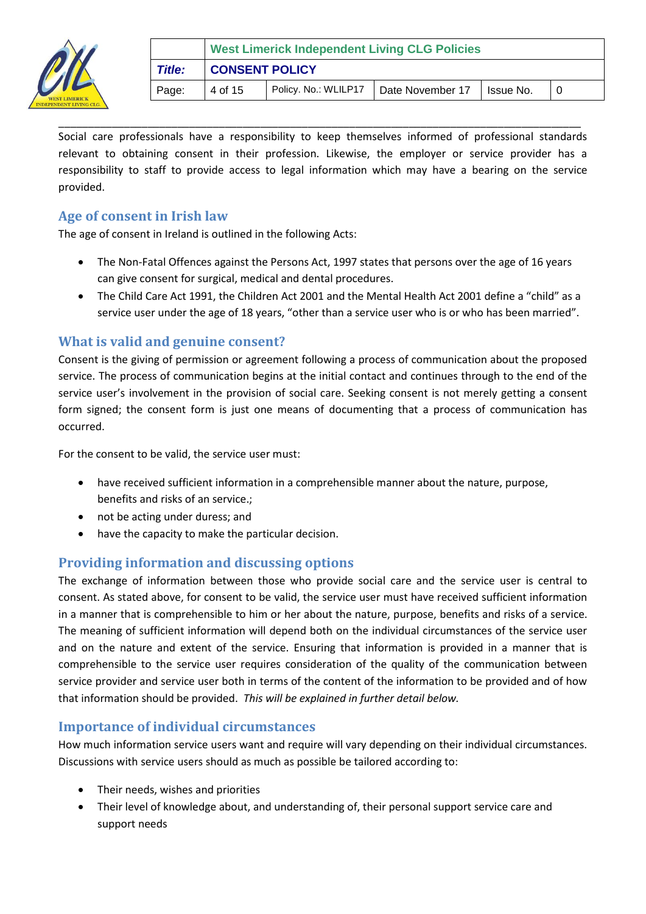Social care professionals have a responsibility to keep themselves informed of professional standards relevant to obtaining consent in their profession. Likewise, the employer or service provider has a responsibility to staff to provide access to legal information which may have a bearing on the service provided.

## Age of consent in Irish law

The age of consent in Ireland is outlined in the following Acts:

- The Non-Fatal Offences against the Persons Act, 1997 states that persons over the age of 16 years can give consent for surgical, medical and dental procedures.
- The Child Care Act 1991, the Children Act 2001 and the Mental Health Act 2001 define a "child" as a service user under the age of 18 years, "other than a service user who is or who has been married".

## What is valid and genuine consent?

Consent is the giving of permission or agreement following a process of communication about the proposed service. The process of communication begins at the initial contact and continues through to the end of the service user's involvement in the provision of social care. Seeking consent is not merely getting a consent form signed; the consent form is just one means of documenting that a process of communication has occurred.

For the consent to be valid, the service user must:

- have received sufficient information in a comprehensible manner about the nature, purpose, benefits and risks of an service.;
- not be acting under duress; and
- have the capacity to make the particular decision.

## Providing information and discussing options

The exchange of information between those who provide social care and the service user is central to consent. As stated above, for consent to be valid, the service user must have received sufficient information in a manner that is comprehensible to him or her about the nature, purpose, benefits and risks of a service. The meaning of sufficient information will depend both on the individual circumstances of the service user and on the nature and extent of the service. Ensuring that information is provided in a manner that is comprehensible to the service user requires consideration of the quality of the communication between service provider and service user both in terms of the content of the information to be provided and of how that information should be provided. *This will be explained in further detail below.*

## Importance of individual circumstances

How much information service users want and require will vary depending on their individual circumstances. Discussions with service users should as much as possible be tailored according to:

- Their needs, wishes and priorities
- Their level of knowledge about, and understanding of, their personal support service care and support needs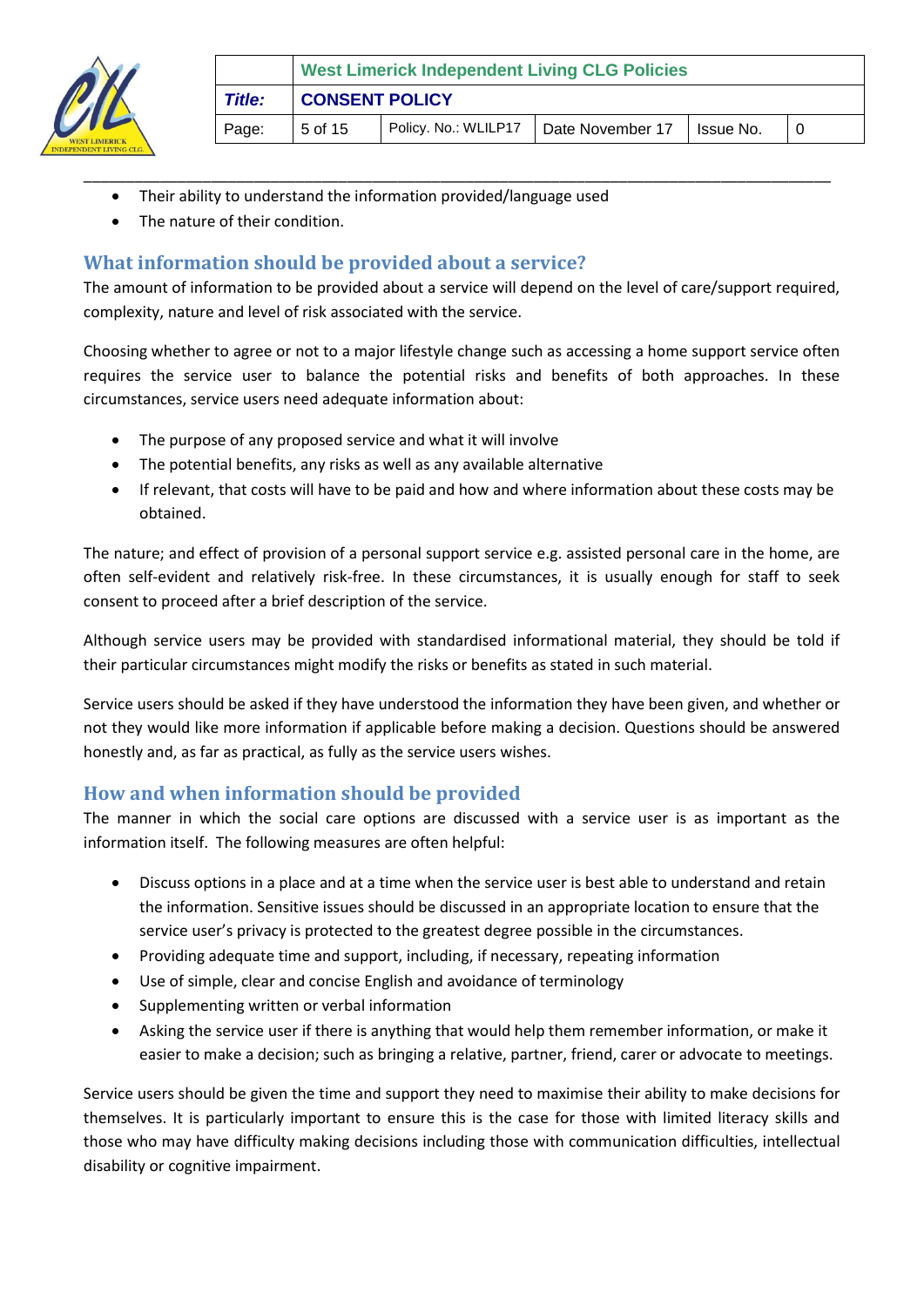- Their ability to understand the information provided/language used
- The nature of their condition.

## What information should be provided about a service?

The amount of information to be provided about a service will depend on the level of care/support required, complexity, nature and level of risk associated with the service.

Choosing whether to agree or not to a major lifestyle change such as accessing a home support service often requires the service user to balance the potential risks and benefits of both approaches. In these circumstances, service users need adequate information about:

- The purpose of any proposed service and what it will involve
- The potential benefits, any risks as well as any available alternative
- If relevant, that costs will have to be paid and how and where information about these costs may be obtained.

The nature; and effect of provision of a personal support service e.g. assisted personal care in the home, are often self-evident and relatively risk-free. In these circumstances, it is usually enough for staff to seek consent to proceed after a brief description of the service.

Although service users may be provided with standardised informational material, they should be told if their particular circumstances might modify the risks or benefits as stated in such material.

Service users should be asked if they have understood the information they have been given, and whether or not they would like more information if applicable before making a decision. Questions should be answered honestly and, as far as practical, as fully as the service users wishes.

## How and when information should be provided

The manner in which the social care options are discussed with a service user is as important as the information itself. The following measures are often helpful:

- Discuss options in a place and at a time when the service user is best able to understand and retain the information. Sensitive issues should be discussed in an appropriate location to ensure that the service user's privacy is protected to the greatest degree possible in the circumstances.
- Providing adequate time and support, including, if necessary, repeating information
- Use of simple, clear and concise English and avoidance of terminology
- Supplementing written or verbal information
- Asking the service user if there is anything that would help them remember information, or make it easier to make a decision; such as bringing a relative, partner, friend, carer or advocate to meetings.

Service users should be given the time and support they need to maximise their ability to make decisions for themselves. It is particularly important to ensure this is the case for those with limited literacy skills and those who may have difficulty making decisions including those with communication difficulties, intellectual disability or cognitive impairment.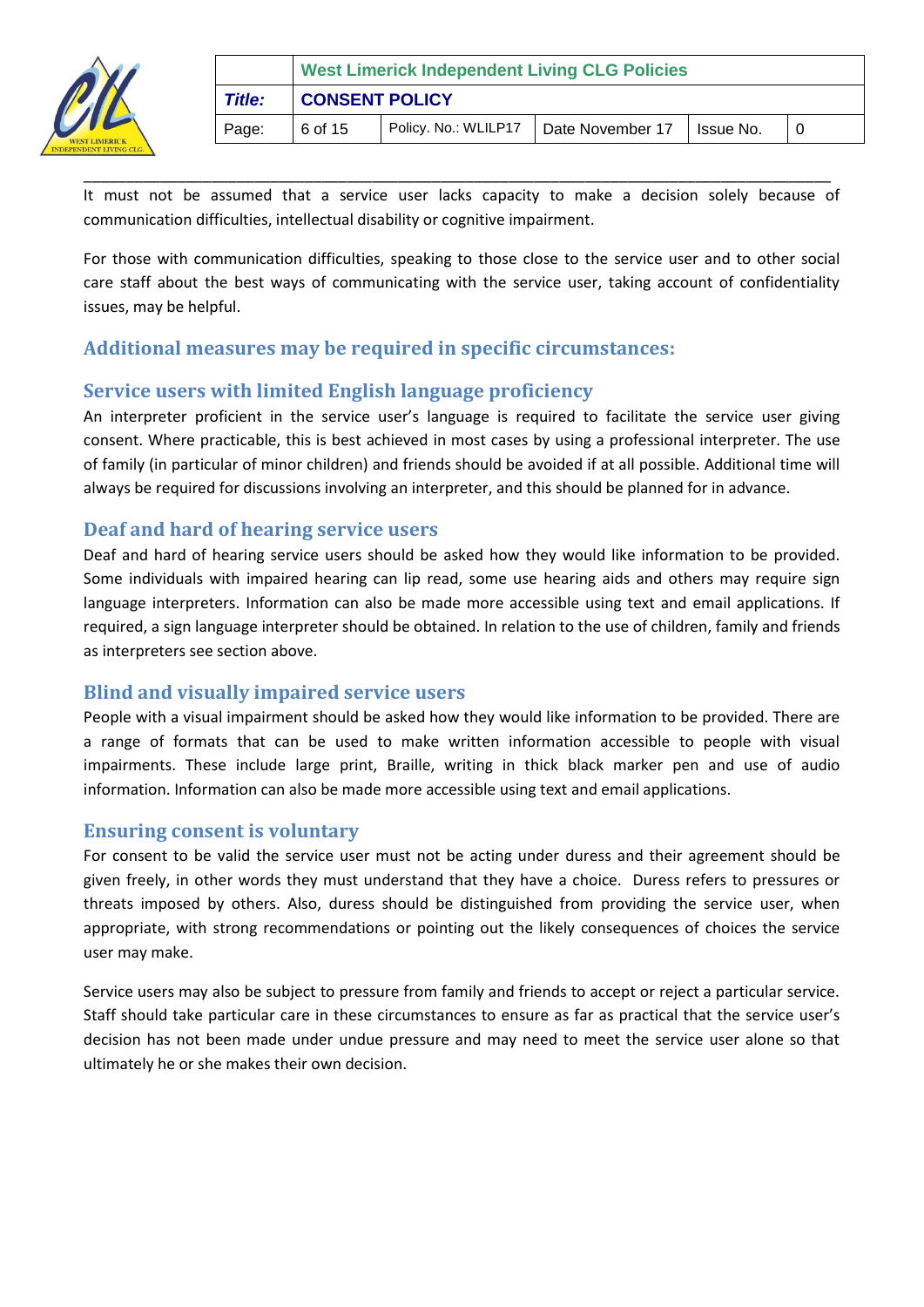It must not be assumed that a service user lacks capacity to make a decision solely because of communication difficulties, intellectual disability or cognitive impairment.

For those with communication difficulties, speaking to those close to the service user and to other social care staff about the best ways of communicating with the service user, taking account of confidentiality issues, may be helpful.

## Additional measures may be required in specific circumstances:

### Service users with limited English language proficiency

An interpreter proficient in the service user's language is required to facilitate the service user giving consent. Where practicable, this is best achieved in most cases by using a professional interpreter. The use of family (in particular of minor children) and friends should be avoided if at all possible. Additional time will always be required for discussions involving an interpreter, and this should be planned for in advance.

### Deaf and hard of hearing service users

Deaf and hard of hearing service users should be asked how they would like information to be provided. Some individuals with impaired hearing can lip read, some use hearing aids and others may require sign language interpreters. Information can also be made more accessible using text and email applications. If required, a sign language interpreter should be obtained. In relation to the use of children, family and friends as interpreters see section above.

### Blind and visually impaired service users

People with a visual impairment should be asked how they would like information to be provided. There are a range of formats that can be used to make written information accessible to people with visual impairments. These include large print, Braille, writing in thick black marker pen and use of audio information. Information can also be made more accessible using text and email applications.

### Ensuring consent is voluntary

For consent to be valid the service user must not be acting under duress and their agreement should be given freely, in other words they must understand that they have a choice. Duress refers to pressures or threats imposed by others. Also, duress should be distinguished from providing the service user, when appropriate, with strong recommendations or pointing out the likely consequences of choices the service user may make.

Service users may also be subject to pressure from family and friends to accept or reject a particular service. Staff should take particular care in these circumstances to ensure as far as practical that the service user's decision has not been made under undue pressure and may need to meet the service user alone so that ultimately he or she makes their own decision.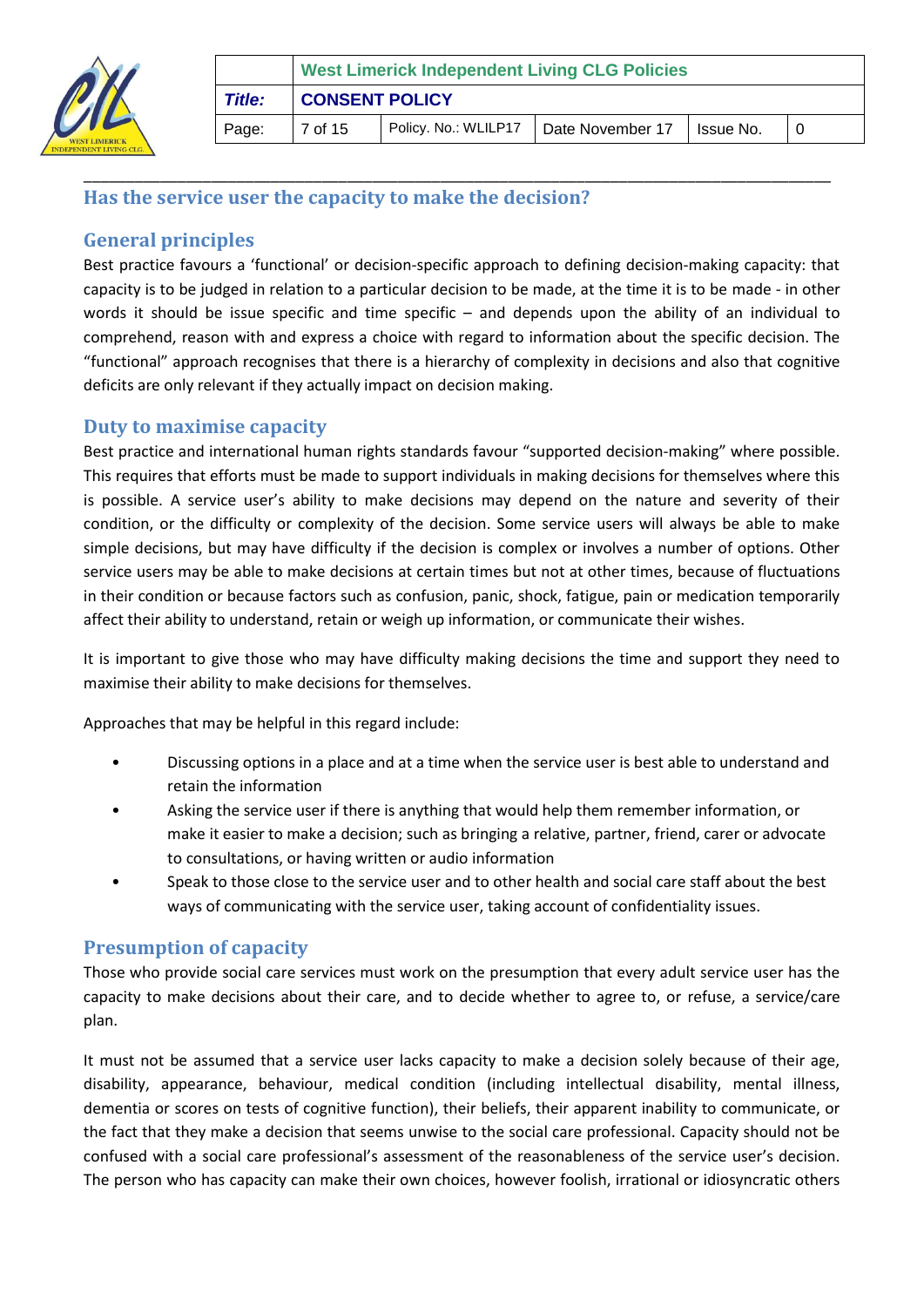## Has the service user the capacity to make the decision?

### General principles

Best practice favours a 'functional' or decision-specific approach to defining decision-making capacity: that capacity is to be judged in relation to a particular decision to be made, at the time it is to be made - in other words it should be issue specific and time specific – and depends upon the ability of an individual to comprehend, reason with and express a choice with regard to information about the specific decision. The "functional" approach recognises that there is a hierarchy of complexity in decisions and also that cognitive deficits are only relevant if they actually impact on decision making.

### Duty to maximise capacity

Best practice and international human rights standards favour "supported decision-making" where possible. This requires that efforts must be made to support individuals in making decisions for themselves where this is possible. A service user's ability to make decisions may depend on the nature and severity of their condition, or the difficulty or complexity of the decision. Some service users will always be able to make simple decisions, but may have difficulty if the decision is complex or involves a number of options. Other service users may be able to make decisions at certain times but not at other times, because of fluctuations in their condition or because factors such as confusion, panic, shock, fatigue, pain or medication temporarily affect their ability to understand, retain or weigh up information, or communicate their wishes.

It is important to give those who may have difficulty making decisions the time and support they need to maximise their ability to make decisions for themselves.

Approaches that may be helpful in this regard include:

- Discussing options in a place and at a time when the service user is best able to understand and retain the information
- Asking the service user if there is anything that would help them remember information, or make it easier to make a decision; such as bringing a relative, partner, friend, carer or advocate to consultations, or having written or audio information
- Speak to those close to the service user and to other health and social care staff about the best ways of communicating with the service user, taking account of confidentiality issues.

### Presumption of capacity

Those who provide social care services must work on the presumption that every adult service user has the capacity to make decisions about their care, and to decide whether to agree to, or refuse, a service/care plan.

It must not be assumed that a service user lacks capacity to make a decision solely because of their age, disability, appearance, behaviour, medical condition (including intellectual disability, mental illness, dementia or scores on tests of cognitive function), their beliefs, their apparent inability to communicate, or the fact that they make a decision that seems unwise to the social care professional. Capacity should not be confused with a social care professional's assessment of the reasonableness of the service user's decision. The person who has capacity can make their own choices, however foolish, irrational or idiosyncratic others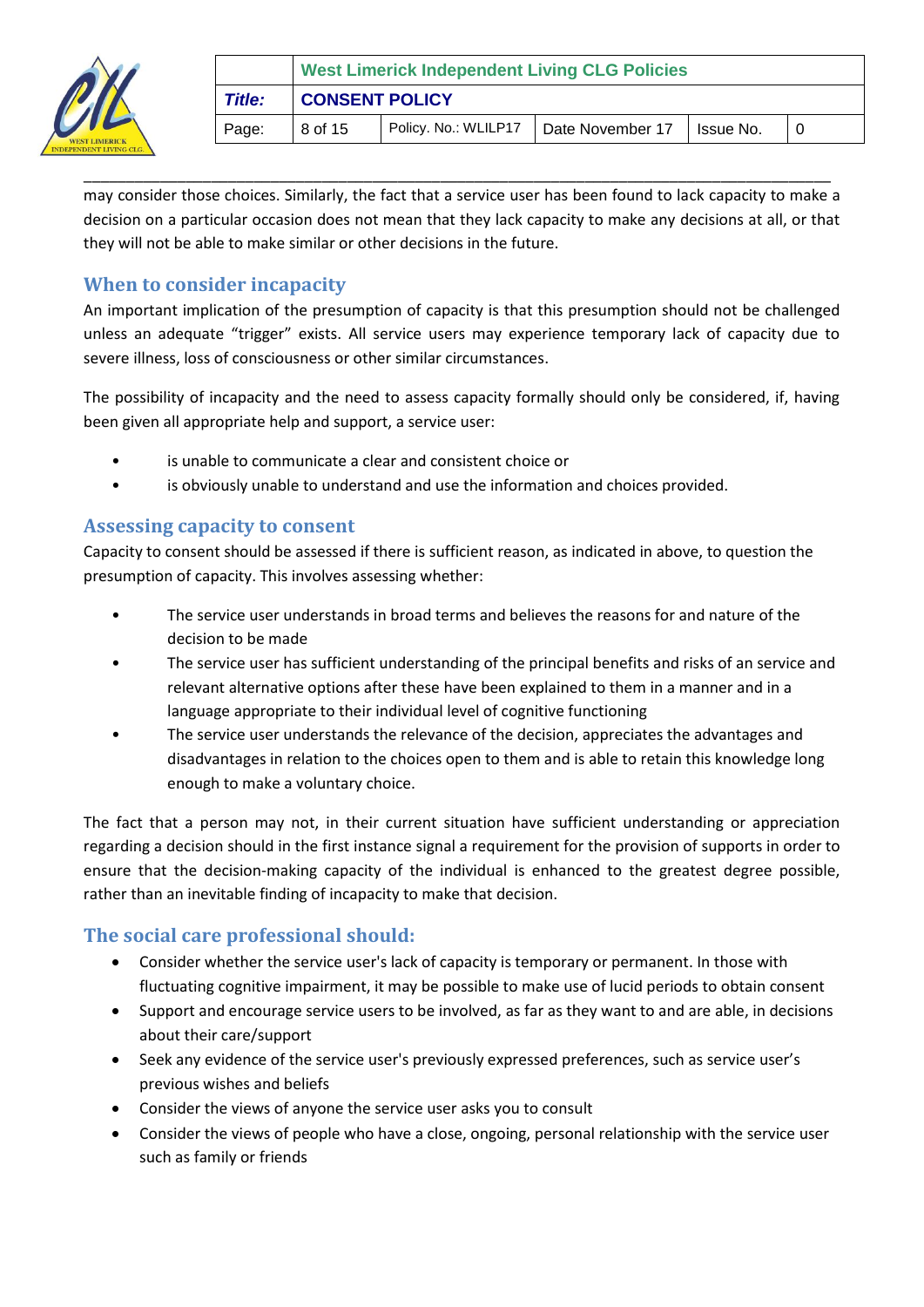may consider those choices. Similarly, the fact that a service user has been found to lack capacity to make a decision on a particular occasion does not mean that they lack capacity to make any decisions at all, or that they will not be able to make similar or other decisions in the future.

## When to consider incapacity

An important implication of the presumption of capacity is that this presumption should not be challenged unless an adequate "trigger" exists. All service users may experience temporary lack of capacity due to severe illness, loss of consciousness or other similar circumstances.

The possibility of incapacity and the need to assess capacity formally should only be considered, if, having been given all appropriate help and support, a service user:

- is unable to communicate a clear and consistent choice or
- is obviously unable to understand and use the information and choices provided.

## Assessing capacity to consent

Capacity to consent should be assessed if there is sufficient reason, as indicated in above, to question the presumption of capacity. This involves assessing whether:

- The service user understands in broad terms and believes the reasons for and nature of the decision to be made
- The service user has sufficient understanding of the principal benefits and risks of an service and relevant alternative options after these have been explained to them in a manner and in a language appropriate to their individual level of cognitive functioning
- The service user understands the relevance of the decision, appreciates the advantages and disadvantages in relation to the choices open to them and is able to retain this knowledge long enough to make a voluntary choice.

The fact that a person may not, in their current situation have sufficient understanding or appreciation regarding a decision should in the first instance signal a requirement for the provision of supports in order to ensure that the decision-making capacity of the individual is enhanced to the greatest degree possible, rather than an inevitable finding of incapacity to make that decision.

## The social care professional should:

- Consider whether the service user's lack of capacity is temporary or permanent. In those with fluctuating cognitive impairment, it may be possible to make use of lucid periods to obtain consent
- Support and encourage service users to be involved, as far as they want to and are able, in decisions about their care/support
- Seek any evidence of the service user's previously expressed preferences, such as service user's previous wishes and beliefs
- Consider the views of anyone the service user asks you to consult
- Consider the views of people who have a close, ongoing, personal relationship with the service user such as family or friends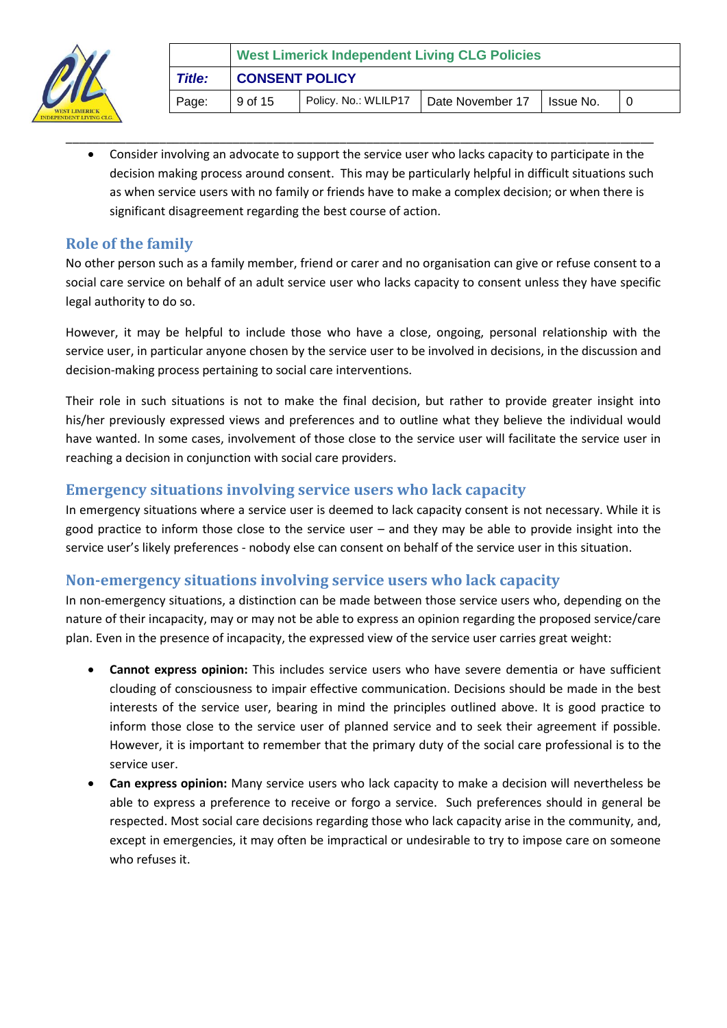- Consider involving an advocate to support the service user who lacks capacity to participate in the decision making process around consent. This may be particularly helpful in difficult situations such as when service users with no family or friends have to make a complex decision; or when there is significant disagreement regarding the best course of action.

## Role of the family

No other person such as a family member, friend or carer and no organisation can give or refuse consent to a social care service on behalf of an adult service user who lacks capacity to consent unless they have specific legal authority to do so.

However, it may be helpful to include those who have a close, ongoing, personal relationship with the service user, in particular anyone chosen by the service user to be involved in decisions, in the discussion and decision-making process pertaining to social care interventions.

Their role in such situations is not to make the final decision, but rather to provide greater insight into his/her previously expressed views and preferences and to outline what they believe the individual would have wanted. In some cases, involvement of those close to the service user will facilitate the service user in reaching a decision in conjunction with social care providers.

## Emergency situations involving service users who lack capacity

In emergency situations where a service user is deemed to lack capacity consent is not necessary. While it is good practice to inform those close to the service user – and they may be able to provide insight into the service user's likely preferences - nobody else can consent on behalf of the service user in this situation.

## Non-emergency situations involving service users who lack capacity

In non-emergency situations, a distinction can be made between those service users who, depending on the nature of their incapacity, may or may not be able to express an opinion regarding the proposed service/care plan. Even in the presence of incapacity, the expressed view of the service user carries great weight:

- **Cannot express opinion:** This includes service users who have severe dementia or have sufficient clouding of consciousness to impair effective communication. Decisions should be made in the best interests of the service user, bearing in mind the principles outlined above. It is good practice to inform those close to the service user of planned service and to seek their agreement if possible. However, it is important to remember that the primary duty of the social care professional is to the service user.
- **Can express opinion:** Many service users who lack capacity to make a decision will nevertheless be able to express a preference to receive or forgo a service. Such preferences should in general be respected. Most social care decisions regarding those who lack capacity arise in the community, and, except in emergencies, it may often be impractical or undesirable to try to impose care on someone who refuses it.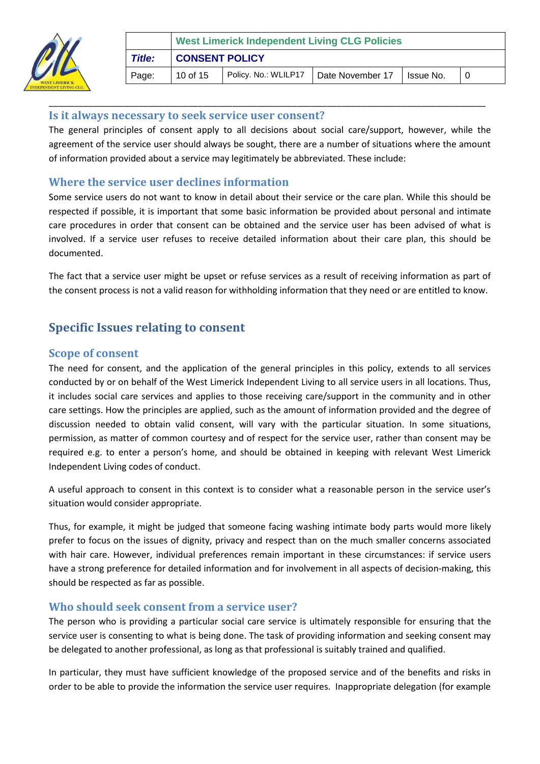## Is it always necessary to seek service user consent?

The general principles of consent apply to all decisions about social care/support, however, while the agreement of the service user should always be sought, there are a number of situations where the amount of information provided about a service may legitimately be abbreviated. These include:

### Where the service user declines information

Some service users do not want to know in detail about their service or the care plan. While this should be respected if possible, it is important that some basic information be provided about personal and intimate care procedures in order that consent can be obtained and the service user has been advised of what is involved. If a service user refuses to receive detailed information about their care plan, this should be documented.

The fact that a service user might be upset or refuse services as a result of receiving information as part of the consent process is not a valid reason for withholding information that they need or are entitled to know.

## Specific Issues relating to consent

### Scope of consent

The need for consent, and the application of the general principles in this policy, extends to all services conducted by or on behalf of the West Limerick Independent Living to all service users in all locations. Thus, it includes social care services and applies to those receiving care/support in the community and in other care settings. How the principles are applied, such as the amount of information provided and the degree of discussion needed to obtain valid consent, will vary with the particular situation. In some situations, permission, as matter of common courtesy and of respect for the service user, rather than consent may be required e.g. to enter a person's home, and should be obtained in keeping with relevant West Limerick Independent Living codes of conduct.

A useful approach to consent in this context is to consider what a reasonable person in the service user's situation would consider appropriate.

Thus, for example, it might be judged that someone facing washing intimate body parts would more likely prefer to focus on the issues of dignity, privacy and respect than on the much smaller concerns associated with hair care. However, individual preferences remain important in these circumstances: if service users have a strong preference for detailed information and for involvement in all aspects of decision-making, this should be respected as far as possible.

### Who should seek consent from a service user?

The person who is providing a particular social care service is ultimately responsible for ensuring that the service user is consenting to what is being done. The task of providing information and seeking consent may be delegated to another professional, as long as that professional is suitably trained and qualified.

In particular, they must have sufficient knowledge of the proposed service and of the benefits and risks in order to be able to provide the information the service user requires. Inappropriate delegation (for example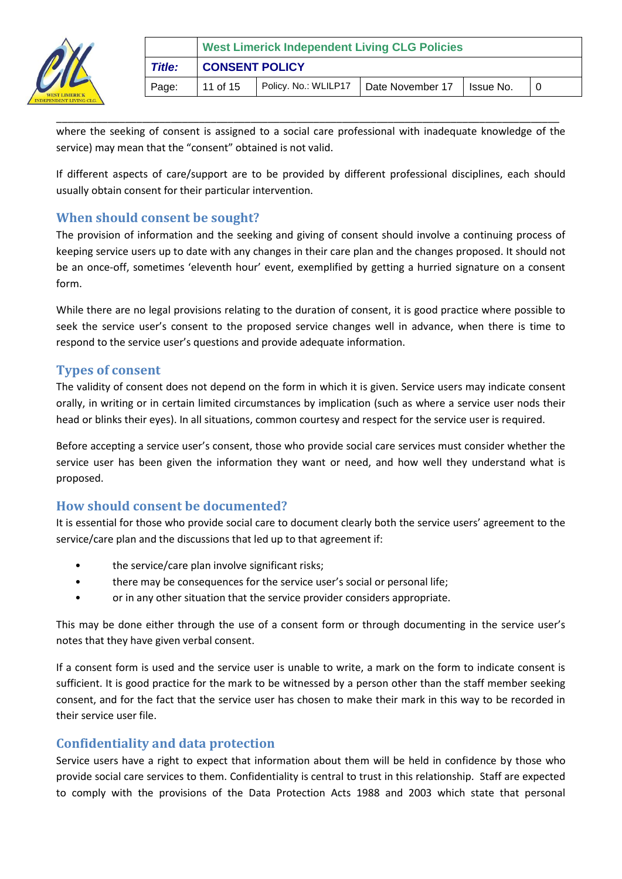where the seeking of consent is assigned to a social care professional with inadequate knowledge of the service) may mean that the "consent" obtained is not valid.

If different aspects of care/support are to be provided by different professional disciplines, each should usually obtain consent for their particular intervention.

## When should consent be sought?

The provision of information and the seeking and giving of consent should involve a continuing process of keeping service users up to date with any changes in their care plan and the changes proposed. It should not be an once-off, sometimes 'eleventh hour' event, exemplified by getting a hurried signature on a consent form.

While there are no legal provisions relating to the duration of consent, it is good practice where possible to seek the service user's consent to the proposed service changes well in advance, when there is time to respond to the service user's questions and provide adequate information.

## Types of consent

The validity of consent does not depend on the form in which it is given. Service users may indicate consent orally, in writing or in certain limited circumstances by implication (such as where a service user nods their head or blinks their eyes). In all situations, common courtesy and respect for the service user is required.

Before accepting a service user's consent, those who provide social care services must consider whether the service user has been given the information they want or need, and how well they understand what is proposed.

## How should consent be documented?

It is essential for those who provide social care to document clearly both the service users' agreement to the service/care plan and the discussions that led up to that agreement if:

- the service/care plan involve significant risks;
- there may be consequences for the service user's social or personal life;
- or in any other situation that the service provider considers appropriate.

This may be done either through the use of a consent form or through documenting in the service user's notes that they have given verbal consent.

If a consent form is used and the service user is unable to write, a mark on the form to indicate consent is sufficient. It is good practice for the mark to be witnessed by a person other than the staff member seeking consent, and for the fact that the service user has chosen to make their mark in this way to be recorded in their service user file.

## Confidentiality and data protection

Service users have a right to expect that information about them will be held in confidence by those who provide social care services to them. Confidentiality is central to trust in this relationship. Staff are expected to comply with the provisions of the Data Protection Acts 1988 and 2003 which state that personal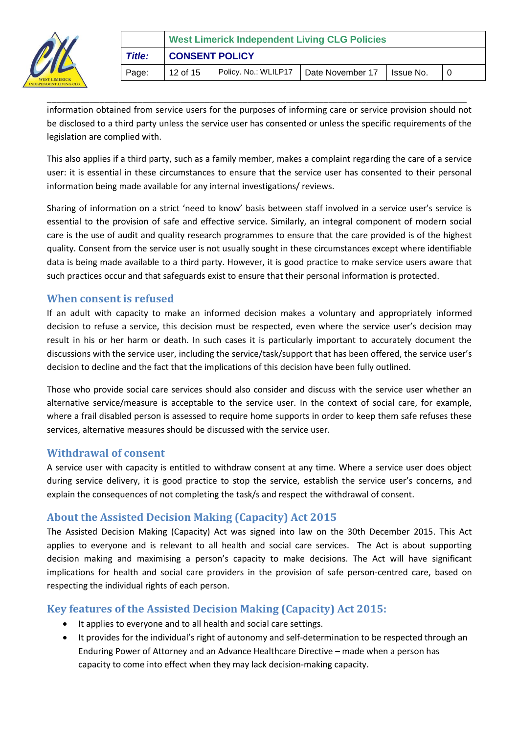information obtained from service users for the purposes of informing care or service provision should not be disclosed to a third party unless the service user has consented or unless the specific requirements of the legislation are complied with.

This also applies if a third party, such as a family member, makes a complaint regarding the care of a service user: it is essential in these circumstances to ensure that the service user has consented to their personal information being made available for any internal investigations/ reviews.

Sharing of information on a strict 'need to know' basis between staff involved in a service user's service is essential to the provision of safe and effective service. Similarly, an integral component of modern social care is the use of audit and quality research programmes to ensure that the care provided is of the highest quality. Consent from the service user is not usually sought in these circumstances except where identifiable data is being made available to a third party. However, it is good practice to make service users aware that such practices occur and that safeguards exist to ensure that their personal information is protected.

## When consent is refused

If an adult with capacity to make an informed decision makes a voluntary and appropriately informed decision to refuse a service, this decision must be respected, even where the service user's decision may result in his or her harm or death. In such cases it is particularly important to accurately document the discussions with the service user, including the service/task/support that has been offered, the service user's decision to decline and the fact that the implications of this decision have been fully outlined.

Those who provide social care services should also consider and discuss with the service user whether an alternative service/measure is acceptable to the service user. In the context of social care, for example, where a frail disabled person is assessed to require home supports in order to keep them safe refuses these services, alternative measures should be discussed with the service user.

## Withdrawal of consent

A service user with capacity is entitled to withdraw consent at any time. Where a service user does object during service delivery, it is good practice to stop the service, establish the service user's concerns, and explain the consequences of not completing the task/s and respect the withdrawal of consent.

## About the Assisted Decision Making (Capacity) Act 2015

The Assisted Decision Making (Capacity) Act was signed into law on the 30th December 2015. This Act applies to everyone and is relevant to all health and social care services. The Act is about supporting decision making and maximising a person's capacity to make decisions. The Act will have significant implications for health and social care providers in the provision of safe person-centred care, based on respecting the individual rights of each person.

## Key features of the Assisted Decision Making (Capacity) Act 2015:

- It applies to everyone and to all health and social care settings.
- It provides for the individual's right of autonomy and self-determination to be respected through an Enduring Power of Attorney and an Advance Healthcare Directive – made when a person has capacity to come into effect when they may lack decision-making capacity.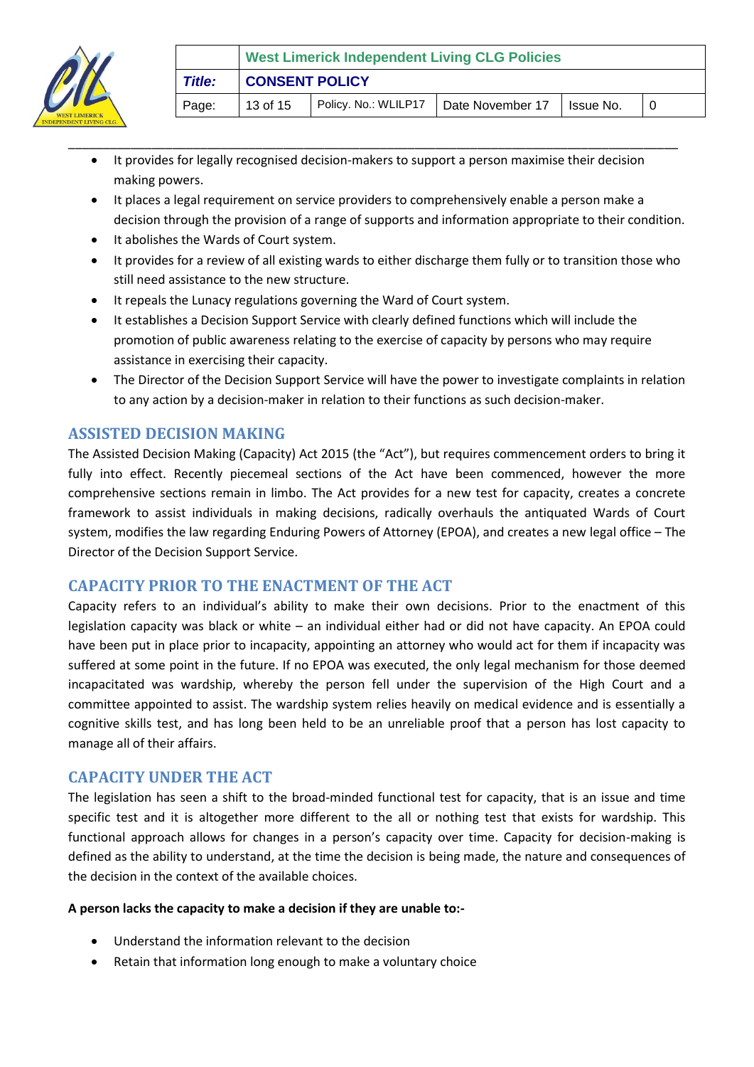- It provides for legally recognised decision-makers to support a person maximise their decision making powers.
- It places a legal requirement on service providers to comprehensively enable a person make a decision through the provision of a range of supports and information appropriate to their condition.
- It abolishes the Wards of Court system.
- It provides for a review of all existing wards to either discharge them fully or to transition those who still need assistance to the new structure.
- It repeals the Lunacy regulations governing the Ward of Court system.
- It establishes a Decision Support Service with clearly defined functions which will include the promotion of public awareness relating to the exercise of capacity by persons who may require assistance in exercising their capacity.
- The Director of the Decision Support Service will have the power to investigate complaints in relation to any action by a decision-maker in relation to their functions as such decision-maker.

## ASSISTED DECISION MAKING

The Assisted Decision Making (Capacity) Act 2015 (the "Act"), but requires commencement orders to bring it fully into effect. Recently piecemeal sections of the Act have been commenced, however the more comprehensive sections remain in limbo. The Act provides for a new test for capacity, creates a concrete framework to assist individuals in making decisions, radically overhauls the antiquated Wards of Court system, modifies the law regarding Enduring Powers of Attorney (EPOA), and creates a new legal office – The Director of the Decision Support Service.

## CAPACITY PRIOR TO THE ENACTMENT OF THE ACT

Capacity refers to an individual's ability to make their own decisions. Prior to the enactment of this legislation capacity was black or white – an individual either had or did not have capacity. An EPOA could have been put in place prior to incapacity, appointing an attorney who would act for them if incapacity was suffered at some point in the future. If no EPOA was executed, the only legal mechanism for those deemed incapacitated was wardship, whereby the person fell under the supervision of the High Court and a committee appointed to assist. The wardship system relies heavily on medical evidence and is essentially a cognitive skills test, and has long been held to be an unreliable proof that a person has lost capacity to manage all of their affairs.

## CAPACITY UNDER THE ACT

The legislation has seen a shift to the broad-minded functional test for capacity, that is an issue and time specific test and it is altogether more different to the all or nothing test that exists for wardship. This functional approach allows for changes in a person's capacity over time. Capacity for decision-making is defined as the ability to understand, at the time the decision is being made, the nature and consequences of the decision in the context of the available choices.

**A person lacks the capacity to make a decision if they are unable to:-**

- Understand the information relevant to the decision
- Retain that information long enough to make a voluntary choice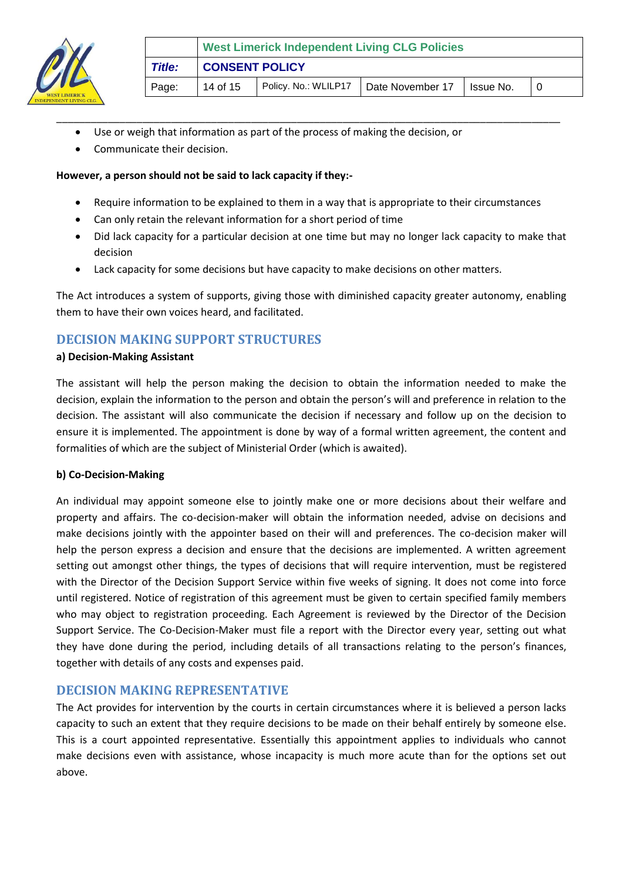- Use or weigh that information as part of the process of making the decision, or
- Communicate their decision.

**However, a person should not be said to lack capacity if they:-**

- Require information to be explained to them in a way that is appropriate to their circumstances
- Can only retain the relevant information for a short period of time
- Did lack capacity for a particular decision at one time but may no longer lack capacity to make that decision
- Lack capacity for some decisions but have capacity to make decisions on other matters.

The Act introduces a system of supports, giving those with diminished capacity greater autonomy, enabling them to have their own voices heard, and facilitated.

## DECISION MAKING SUPPORT STRUCTURES

**a) Decision-Making Assistant**

The assistant will help the person making the decision to obtain the information needed to make the decision, explain the information to the person and obtain the person's will and preference in relation to the decision. The assistant will also communicate the decision if necessary and follow up on the decision to ensure it is implemented. The appointment is done by way of a formal written agreement, the content and formalities of which are the subject of Ministerial Order (which is awaited).

**b) Co-Decision-Making**

An individual may appoint someone else to jointly make one or more decisions about their welfare and property and affairs. The co-decision-maker will obtain the information needed, advise on decisions and make decisions jointly with the appointer based on their will and preferences. The co-decision maker will help the person express a decision and ensure that the decisions are implemented. A written agreement setting out amongst other things, the types of decisions that will require intervention, must be registered with the Director of the Decision Support Service within five weeks of signing. It does not come into force until registered. Notice of registration of this agreement must be given to certain specified family members who may object to registration proceeding. Each Agreement is reviewed by the Director of the Decision Support Service. The Co-Decision-Maker must file a report with the Director every year, setting out what they have done during the period, including details of all transactions relating to the person's finances, together with details of any costs and expenses paid.

## DECISION MAKING REPRESENTATIVE

The Act provides for intervention by the courts in certain circumstances where it is believed a person lacks capacity to such an extent that they require decisions to be made on their behalf entirely by someone else. This is a court appointed representative. Essentially this appointment applies to individuals who cannot make decisions even with assistance, whose incapacity is much more acute than for the options set out above.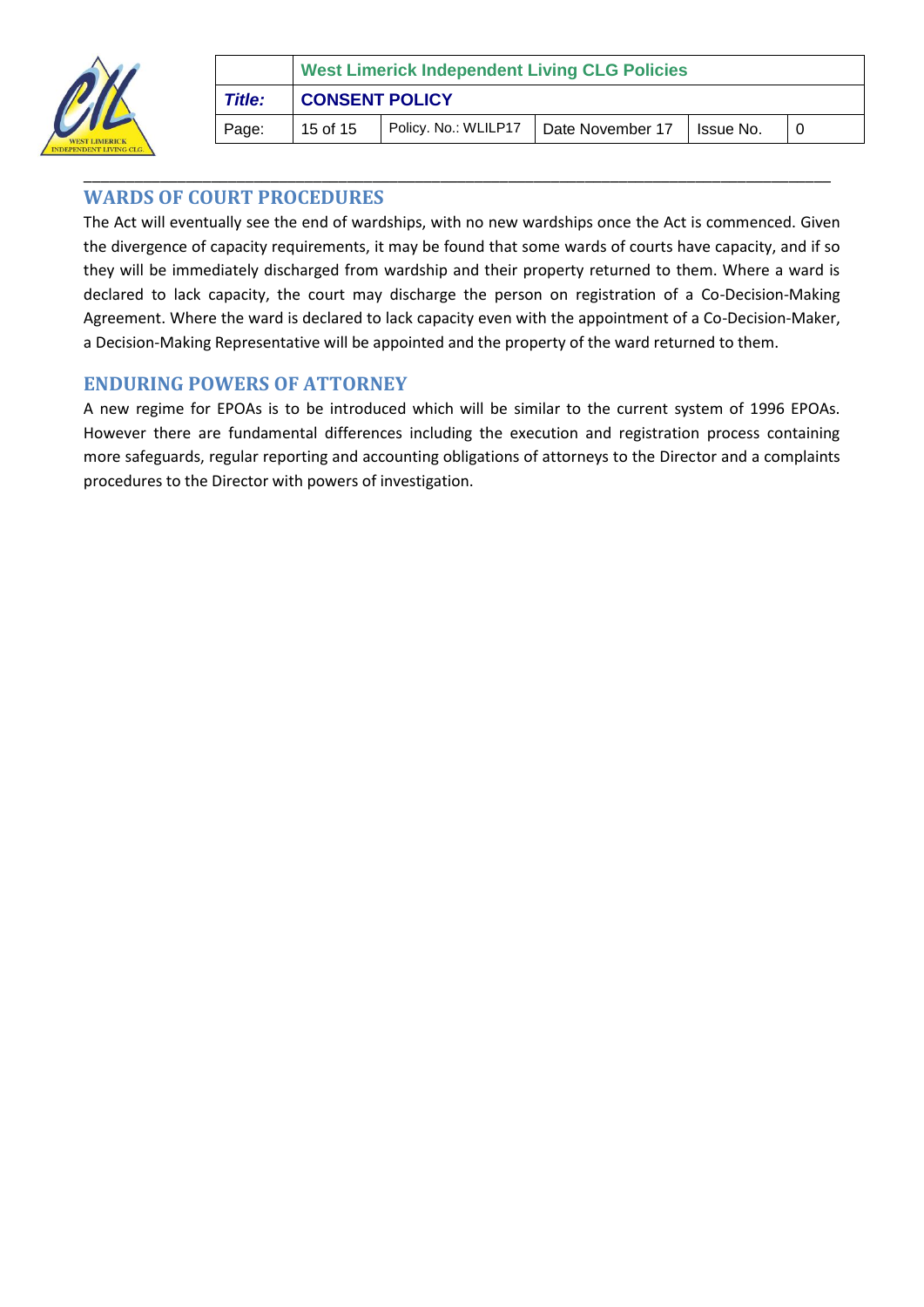## WARDS OF COURT PROCEDURES

The Act will eventually see the end of wardships, with no new wardships once the Act is commenced. Given the divergence of capacity requirements, it may be found that some wards of courts have capacity, and if so they will be immediately discharged from wardship and their property returned to them. Where a ward is declared to lack capacity, the court may discharge the person on registration of a Co-Decision-Making Agreement. Where the ward is declared to lack capacity even with the appointment of a Co-Decision-Maker, a Decision-Making Representative will be appointed and the property of the ward returned to them.

## ENDURING POWERS OF ATTORNEY

A new regime for EPOAs is to be introduced which will be similar to the current system of 1996 EPOAs. However there are fundamental differences including the execution and registration process containing more safeguards, regular reporting and accounting obligations of attorneys to the Director and a complaints procedures to the Director with powers of investigation.